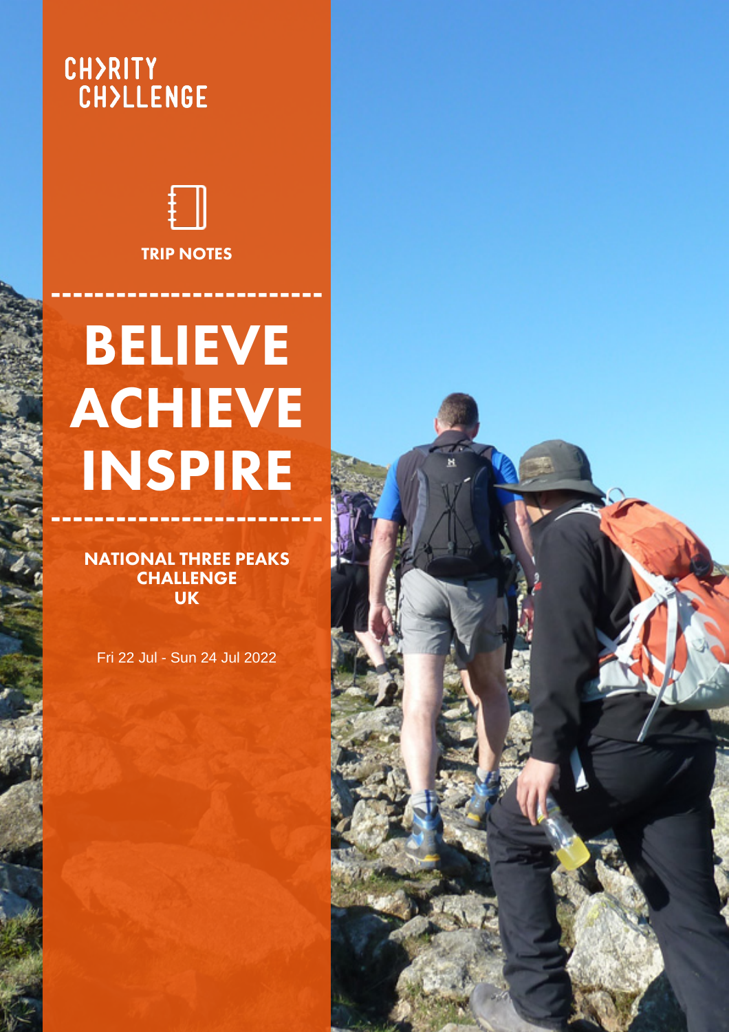CHARITY CHALLENGE

TRIP NOTES

# BELIEVE ACHIEVE INSPIRE

## NATIONAL THREE PEAKS CHALLENGE UK

Fri 22 Jul - Sun 24 Jul 2022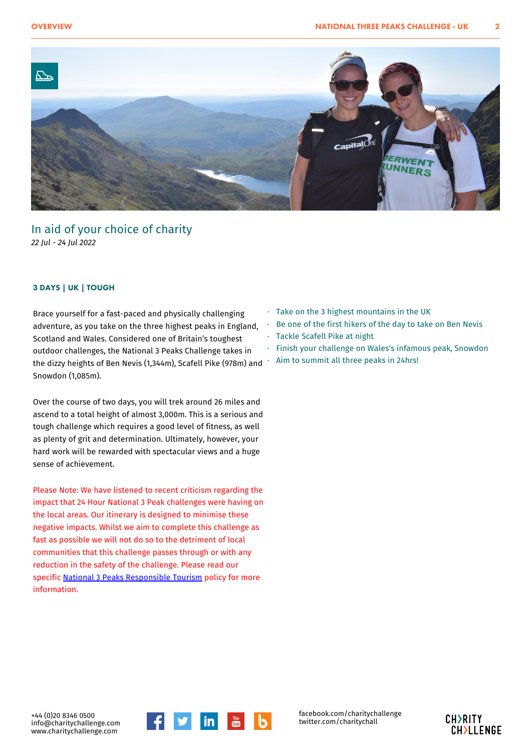## In aid of your choice of charity

*22 Jul - 24 Jul 2022*

**3 DAYS | UK | TOUGH**

Brace yourself for a fast-paced and physically challenging adventure, as you take on the three highest peaks in England, Scotland and Wales. Considered one of Britain's toughest outdoor challenges, the National 3 Peaks Challenge takes in the dizzy heights of Ben Nevis (1,344m), Scafell Pike (978m) and Snowdon (1,085m).

Over the course of two days, you will trek around 26 miles and ascend to a total height of almost 3,000m. This is a serious and tough challenge which requires a good level of fitness, as well as plenty of grit and determination. Ultimately, however, your hard work will be rewarded with spectacular views and a huge sense of achievement.

Please Note: We have listened to recent criticism regarding the impact that 24 Hour National 3 Peak challenges were having on the local areas. Our itinerary is designed to minimise these negative impacts. Whilst we aim to complete this challenge as fast as possible we will not do so to the detriment of local communities that this challenge passes through or with any reduction in the safety of the challenge. Please read our specific National 3 Peaks Responsible Tourism policy for more information.

- Take on the 3 highest mountains in the UK
- Be one of the first hikers of the day to take on Ben Nevis
- Tackle Scafell Pike at night
- Finish your challenge on Wales's infamous peak, Snowdon
- Aim to summit all three peaks in 24hrs!

+44 (0)20 8346 0500
info@charitychallenge.com
www.charitychallenge.com

facebook.com/charitychallenge
twitter.com/charitychall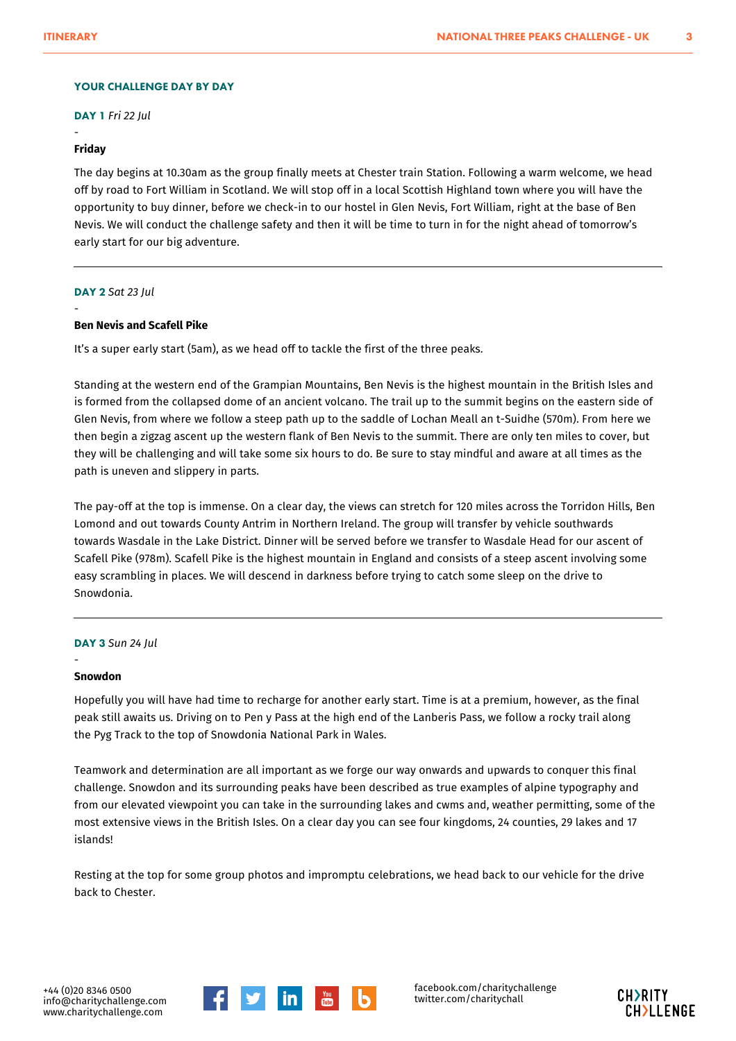## YOUR CHALLENGE DAY BY DAY

### DAY 1 *Fri 22 Jul*

-

**Friday**

The day begins at 10.30am as the group finally meets at Chester train Station. Following a warm welcome, we head off by road to Fort William in Scotland. We will stop off in a local Scottish Highland town where you will have the opportunity to buy dinner, before we check-in to our hostel in Glen Nevis, Fort William, right at the base of Ben Nevis. We will conduct the challenge safety and then it will be time to turn in for the night ahead of tomorrow's early start for our big adventure.

---

### DAY 2 *Sat 23 Jul*

-

**Ben Nevis and Scafell Pike**

It's a super early start (5am), as we head off to tackle the first of the three peaks.

Standing at the western end of the Grampian Mountains, Ben Nevis is the highest mountain in the British Isles and is formed from the collapsed dome of an ancient volcano. The trail up to the summit begins on the eastern side of Glen Nevis, from where we follow a steep path up to the saddle of Lochan Meall an t-Suidhe (570m). From here we then begin a zigzag ascent up the western flank of Ben Nevis to the summit. There are only ten miles to cover, but they will be challenging and will take some six hours to do. Be sure to stay mindful and aware at all times as the path is uneven and slippery in parts.

The pay-off at the top is immense. On a clear day, the views can stretch for 120 miles across the Torridon Hills, Ben Lomond and out towards County Antrim in Northern Ireland. The group will transfer by vehicle southwards towards Wasdale in the Lake District. Dinner will be served before we transfer to Wasdale Head for our ascent of Scafell Pike (978m). Scafell Pike is the highest mountain in England and consists of a steep ascent involving some easy scrambling in places. We will descend in darkness before trying to catch some sleep on the drive to Snowdonia.

---

### DAY 3 *Sun 24 Jul*

-

**Snowdon**

Hopefully you will have had time to recharge for another early start. Time is at a premium, however, as the final peak still awaits us. Driving on to Pen y Pass at the high end of the Lanberis Pass, we follow a rocky trail along the Pyg Track to the top of Snowdonia National Park in Wales.

Teamwork and determination are all important as we forge our way onwards and upwards to conquer this final challenge. Snowdon and its surrounding peaks have been described as true examples of alpine typography and from our elevated viewpoint you can take in the surrounding lakes and cwms and, weather permitting, some of the most extensive views in the British Isles. On a clear day you can see four kingdoms, 24 counties, 29 lakes and 17 islands!

Resting at the top for some group photos and impromptu celebrations, we head back to our vehicle for the drive back to Chester.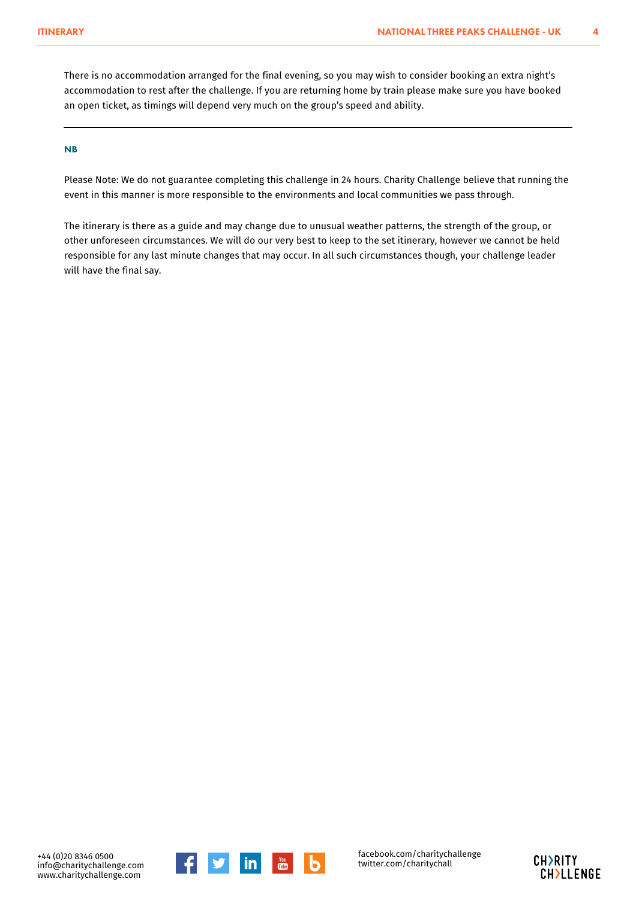There is no accommodation arranged for the final evening, so you may wish to consider booking an extra night's accommodation to rest after the challenge. If you are returning home by train please make sure you have booked an open ticket, as timings will depend very much on the group's speed and ability.

---

### NB

Please Note: We do not guarantee completing this challenge in 24 hours. Charity Challenge believe that running the event in this manner is more responsible to the environments and local communities we pass through.

The itinerary is there as a guide and may change due to unusual weather patterns, the strength of the group, or other unforeseen circumstances. We will do our very best to keep to the set itinerary, however we cannot be held responsible for any last minute changes that may occur. In all such circumstances though, your challenge leader will have the final say.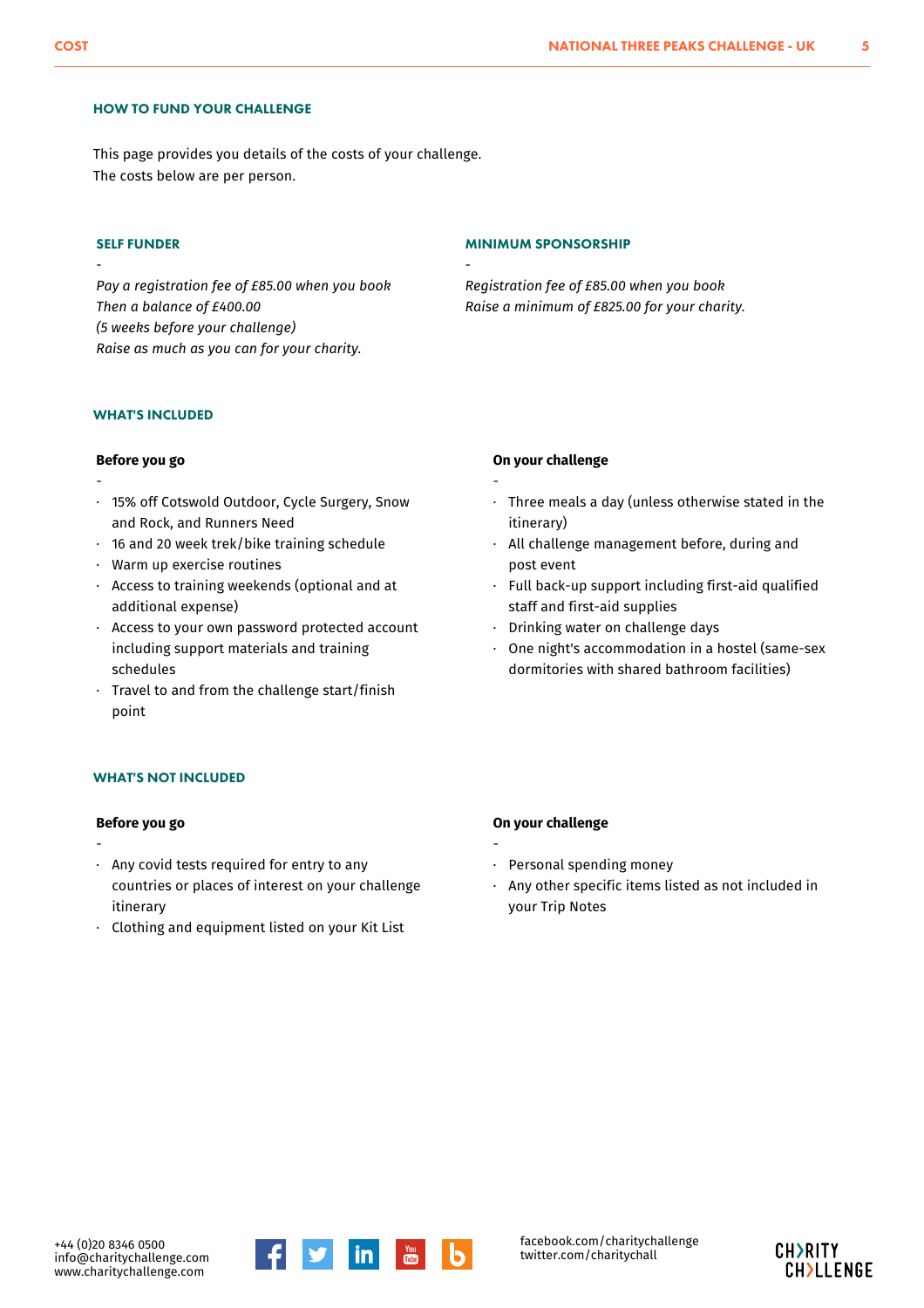## HOW TO FUND YOUR CHALLENGE

This page provides you details of the costs of your challenge.
The costs below are per person.

### SELF FUNDER

-

*Pay a registration fee of £85.00 when you book*
*Then a balance of £400.00*
*(5 weeks before your challenge)*
*Raise as much as you can for your charity.*

### MINIMUM SPONSORSHIP

-

*Registration fee of £85.00 when you book*
*Raise a minimum of £825.00 for your charity.*

## WHAT'S INCLUDED

**Before you go**

-

- 15% off Cotswold Outdoor, Cycle Surgery, Snow and Rock, and Runners Need
- 16 and 20 week trek/bike training schedule
- Warm up exercise routines
- Access to training weekends (optional and at additional expense)
- Access to your own password protected account including support materials and training schedules
- Travel to and from the challenge start/finish point

**On your challenge**

-

- Three meals a day (unless otherwise stated in the itinerary)
- All challenge management before, during and post event
- Full back-up support including first-aid qualified staff and first-aid supplies
- Drinking water on challenge days
- One night's accommodation in a hostel (same-sex dormitories with shared bathroom facilities)

## WHAT'S NOT INCLUDED

**Before you go**

-

- Any covid tests required for entry to any countries or places of interest on your challenge itinerary
- Clothing and equipment listed on your Kit List

**On your challenge**

-

- Personal spending money
- Any other specific items listed as not included in your Trip Notes

+44 (0)20 8346 0500
info@charitychallenge.com
www.charitychallenge.com

facebook.com/charitychallenge
twitter.com/charitychall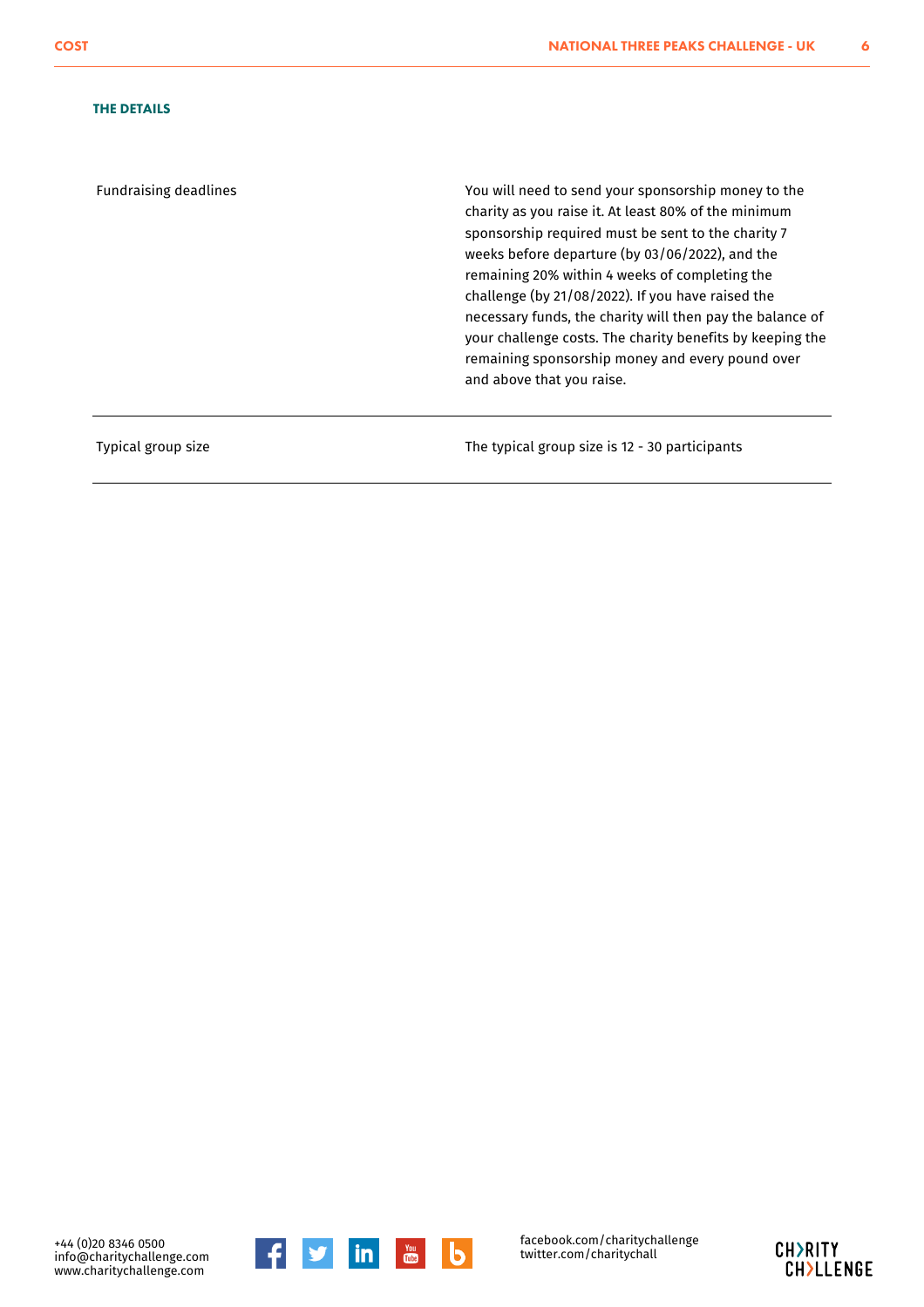### THE DETAILS

| | |
|---|---|
| Fundraising deadlines | You will need to send your sponsorship money to the charity as you raise it. At least 80% of the minimum sponsorship required must be sent to the charity 7 weeks before departure (by 03/06/2022), and the remaining 20% within 4 weeks of completing the challenge (by 21/08/2022). If you have raised the necessary funds, the charity will then pay the balance of your challenge costs. The charity benefits by keeping the remaining sponsorship money and every pound over and above that you raise. |
| Typical group size | The typical group size is 12 - 30 participants |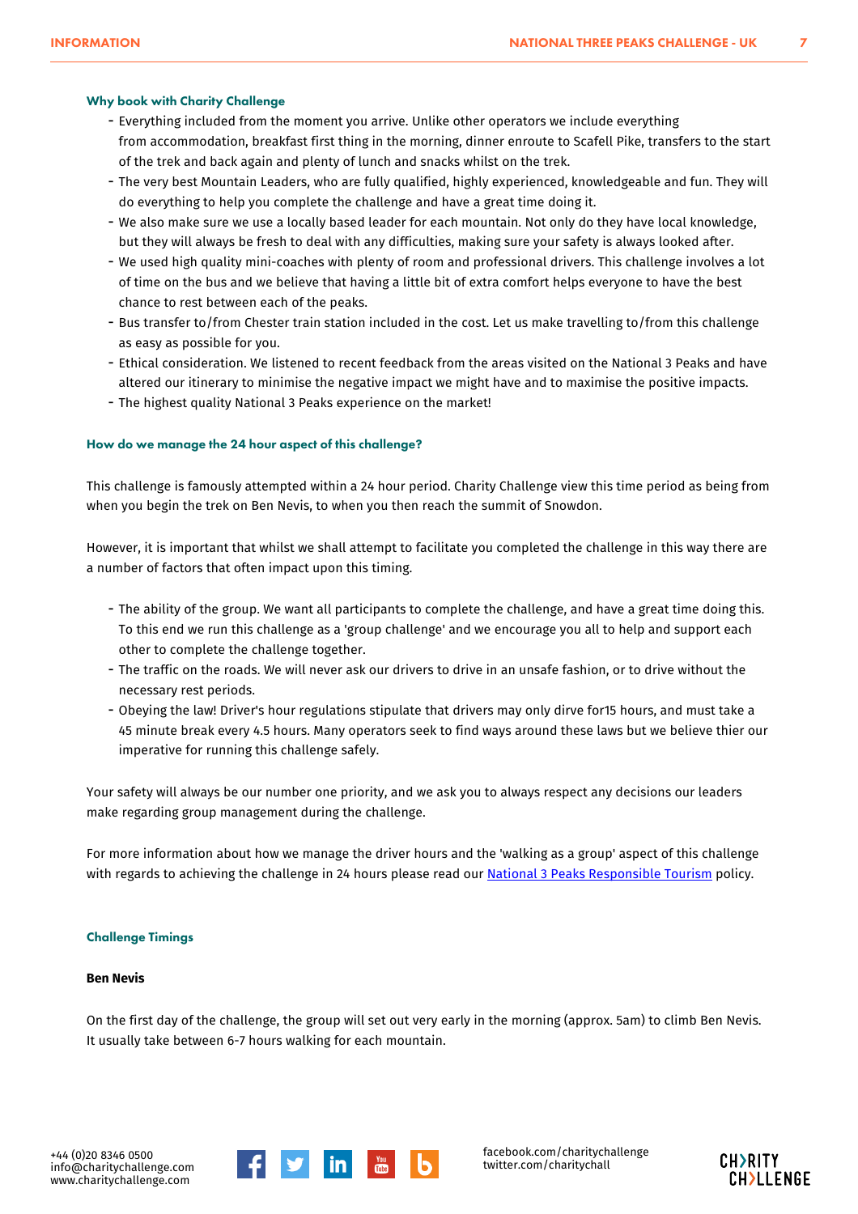### Why book with Charity Challenge

- Everything included from the moment you arrive. Unlike other operators we include everything from accommodation, breakfast first thing in the morning, dinner enroute to Scafell Pike, transfers to the start of the trek and back again and plenty of lunch and snacks whilst on the trek.
- The very best Mountain Leaders, who are fully qualified, highly experienced, knowledgeable and fun. They will do everything to help you complete the challenge and have a great time doing it.
- We also make sure we use a locally based leader for each mountain. Not only do they have local knowledge, but they will always be fresh to deal with any difficulties, making sure your safety is always looked after.
- We used high quality mini-coaches with plenty of room and professional drivers. This challenge involves a lot of time on the bus and we believe that having a little bit of extra comfort helps everyone to have the best chance to rest between each of the peaks.
- Bus transfer to/from Chester train station included in the cost. Let us make travelling to/from this challenge as easy as possible for you.
- Ethical consideration. We listened to recent feedback from the areas visited on the National 3 Peaks and have altered our itinerary to minimise the negative impact we might have and to maximise the positive impacts.
- The highest quality National 3 Peaks experience on the market!

### How do we manage the 24 hour aspect of this challenge?

This challenge is famously attempted within a 24 hour period. Charity Challenge view this time period as being from when you begin the trek on Ben Nevis, to when you then reach the summit of Snowdon.

However, it is important that whilst we shall attempt to facilitate you completed the challenge in this way there are a number of factors that often impact upon this timing.

- The ability of the group. We want all participants to complete the challenge, and have a great time doing this. To this end we run this challenge as a 'group challenge' and we encourage you all to help and support each other to complete the challenge together.
- The traffic on the roads. We will never ask our drivers to drive in an unsafe fashion, or to drive without the necessary rest periods.
- Obeying the law! Driver's hour regulations stipulate that drivers may only dirve for15 hours, and must take a 45 minute break every 4.5 hours. Many operators seek to find ways around these laws but we believe thier our imperative for running this challenge safely.

Your safety will always be our number one priority, and we ask you to always respect any decisions our leaders make regarding group management during the challenge.

For more information about how we manage the driver hours and the 'walking as a group' aspect of this challenge with regards to achieving the challenge in 24 hours please read our National 3 Peaks Responsible Tourism policy.

### Challenge Timings

**Ben Nevis**

On the first day of the challenge, the group will set out very early in the morning (approx. 5am) to climb Ben Nevis. It usually take between 6-7 hours walking for each mountain.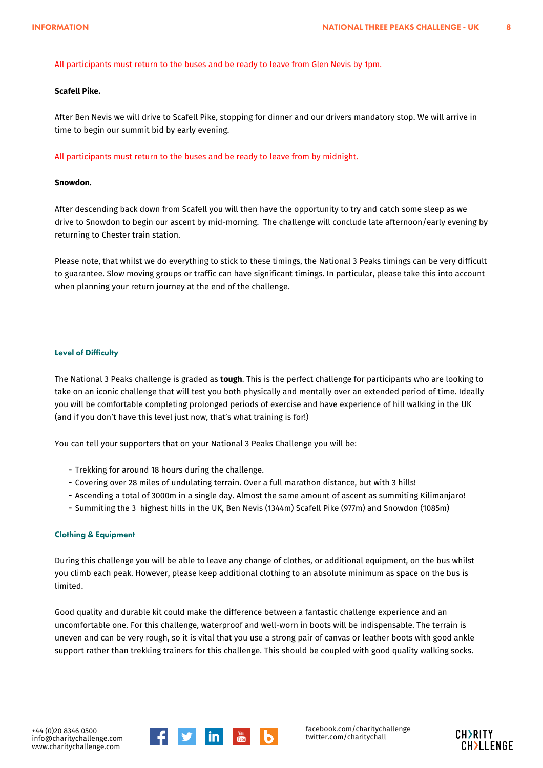All participants must return to the buses and be ready to leave from Glen Nevis by 1pm.

**Scafell Pike.**

After Ben Nevis we will drive to Scafell Pike, stopping for dinner and our drivers mandatory stop. We will arrive in time to begin our summit bid by early evening.

All participants must return to the buses and be ready to leave from by midnight.

**Snowdon.**

After descending back down from Scafell you will then have the opportunity to try and catch some sleep as we drive to Snowdon to begin our ascent by mid-morning. The challenge will conclude late afternoon/early evening by returning to Chester train station.

Please note, that whilst we do everything to stick to these timings, the National 3 Peaks timings can be very difficult to guarantee. Slow moving groups or traffic can have significant timings. In particular, please take this into account when planning your return journey at the end of the challenge.

## Level of Difficulty

The National 3 Peaks challenge is graded as **tough**. This is the perfect challenge for participants who are looking to take on an iconic challenge that will test you both physically and mentally over an extended period of time. Ideally you will be comfortable completing prolonged periods of exercise and have experience of hill walking in the UK (and if you don't have this level just now, that's what training is for!)

You can tell your supporters that on your National 3 Peaks Challenge you will be:

- Trekking for around 18 hours during the challenge.
- Covering over 28 miles of undulating terrain. Over a full marathon distance, but with 3 hills!
- Ascending a total of 3000m in a single day. Almost the same amount of ascent as summiting Kilimanjaro!
- Summiting the 3 highest hills in the UK, Ben Nevis (1344m) Scafell Pike (977m) and Snowdon (1085m)

## Clothing & Equipment

During this challenge you will be able to leave any change of clothes, or additional equipment, on the bus whilst you climb each peak. However, please keep additional clothing to an absolute minimum as space on the bus is limited.

Good quality and durable kit could make the difference between a fantastic challenge experience and an uncomfortable one. For this challenge, waterproof and well-worn in boots will be indispensable. The terrain is uneven and can be very rough, so it is vital that you use a strong pair of canvas or leather boots with good ankle support rather than trekking trainers for this challenge. This should be coupled with good quality walking socks.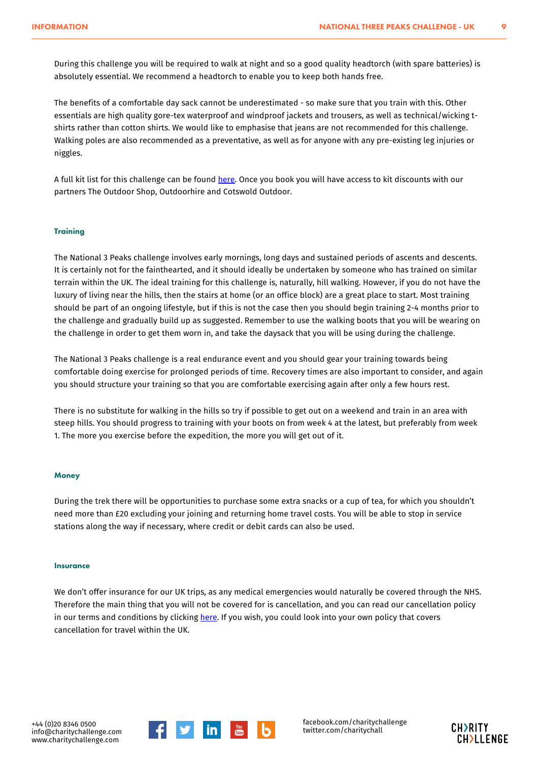During this challenge you will be required to walk at night and so a good quality headtorch (with spare batteries) is absolutely essential. We recommend a headtorch to enable you to keep both hands free.

The benefits of a comfortable day sack cannot be underestimated - so make sure that you train with this. Other essentials are high quality gore-tex waterproof and windproof jackets and trousers, as well as technical/wicking t-shirts rather than cotton shirts. We would like to emphasise that jeans are not recommended for this challenge. Walking poles are also recommended as a preventative, as well as for anyone with any pre-existing leg injuries or niggles.

A full kit list for this challenge can be found here. Once you book you will have access to kit discounts with our partners The Outdoor Shop, Outdoorhire and Cotswold Outdoor.

#### Training

The National 3 Peaks challenge involves early mornings, long days and sustained periods of ascents and descents. It is certainly not for the fainthearted, and it should ideally be undertaken by someone who has trained on similar terrain within the UK. The ideal training for this challenge is, naturally, hill walking. However, if you do not have the luxury of living near the hills, then the stairs at home (or an office block) are a great place to start. Most training should be part of an ongoing lifestyle, but if this is not the case then you should begin training 2-4 months prior to the challenge and gradually build up as suggested. Remember to use the walking boots that you will be wearing on the challenge in order to get them worn in, and take the daysack that you will be using during the challenge.

The National 3 Peaks challenge is a real endurance event and you should gear your training towards being comfortable doing exercise for prolonged periods of time. Recovery times are also important to consider, and again you should structure your training so that you are comfortable exercising again after only a few hours rest.

There is no substitute for walking in the hills so try if possible to get out on a weekend and train in an area with steep hills. You should progress to training with your boots on from week 4 at the latest, but preferably from week 1. The more you exercise before the expedition, the more you will get out of it.

#### Money

During the trek there will be opportunities to purchase some extra snacks or a cup of tea, for which you shouldn't need more than £20 excluding your joining and returning home travel costs. You will be able to stop in service stations along the way if necessary, where credit or debit cards can also be used.

#### Insurance

We don't offer insurance for our UK trips, as any medical emergencies would naturally be covered through the NHS. Therefore the main thing that you will not be covered for is cancellation, and you can read our cancellation policy in our terms and conditions by clicking here. If you wish, you could look into your own policy that covers cancellation for travel within the UK.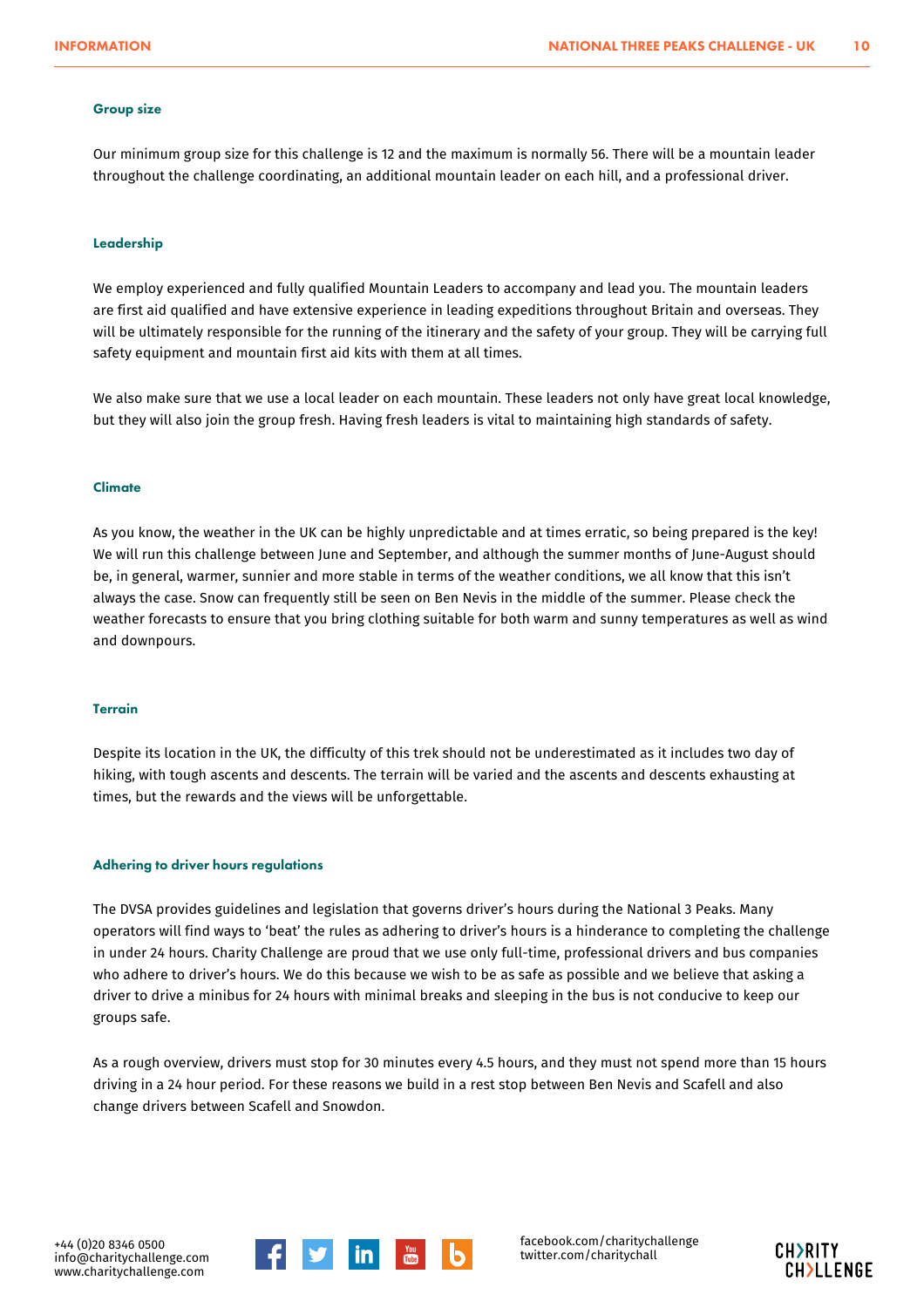### Group size

Our minimum group size for this challenge is 12 and the maximum is normally 56. There will be a mountain leader throughout the challenge coordinating, an additional mountain leader on each hill, and a professional driver.

### Leadership

We employ experienced and fully qualified Mountain Leaders to accompany and lead you. The mountain leaders are first aid qualified and have extensive experience in leading expeditions throughout Britain and overseas. They will be ultimately responsible for the running of the itinerary and the safety of your group. They will be carrying full safety equipment and mountain first aid kits with them at all times.

We also make sure that we use a local leader on each mountain. These leaders not only have great local knowledge, but they will also join the group fresh. Having fresh leaders is vital to maintaining high standards of safety.

### Climate

As you know, the weather in the UK can be highly unpredictable and at times erratic, so being prepared is the key! We will run this challenge between June and September, and although the summer months of June-August should be, in general, warmer, sunnier and more stable in terms of the weather conditions, we all know that this isn't always the case. Snow can frequently still be seen on Ben Nevis in the middle of the summer. Please check the weather forecasts to ensure that you bring clothing suitable for both warm and sunny temperatures as well as wind and downpours.

### Terrain

Despite its location in the UK, the difficulty of this trek should not be underestimated as it includes two day of hiking, with tough ascents and descents. The terrain will be varied and the ascents and descents exhausting at times, but the rewards and the views will be unforgettable.

### Adhering to driver hours regulations

The DVSA provides guidelines and legislation that governs driver's hours during the National 3 Peaks. Many operators will find ways to 'beat' the rules as adhering to driver's hours is a hinderance to completing the challenge in under 24 hours. Charity Challenge are proud that we use only full-time, professional drivers and bus companies who adhere to driver's hours. We do this because we wish to be as safe as possible and we believe that asking a driver to drive a minibus for 24 hours with minimal breaks and sleeping in the bus is not conducive to keep our groups safe.

As a rough overview, drivers must stop for 30 minutes every 4.5 hours, and they must not spend more than 15 hours driving in a 24 hour period. For these reasons we build in a rest stop between Ben Nevis and Scafell and also change drivers between Scafell and Snowdon.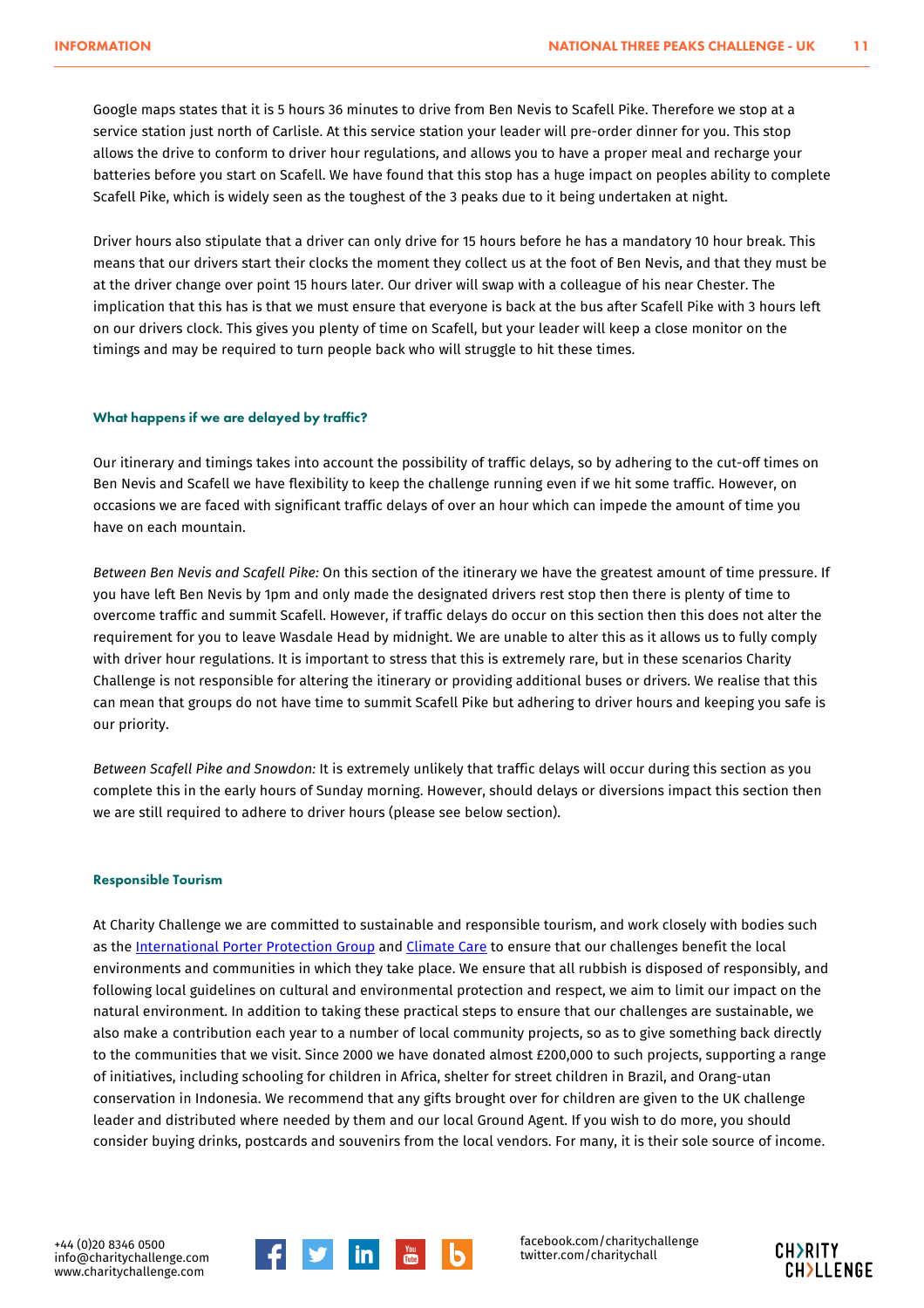Google maps states that it is 5 hours 36 minutes to drive from Ben Nevis to Scafell Pike. Therefore we stop at a service station just north of Carlisle. At this service station your leader will pre-order dinner for you. This stop allows the drive to conform to driver hour regulations, and allows you to have a proper meal and recharge your batteries before you start on Scafell. We have found that this stop has a huge impact on peoples ability to complete Scafell Pike, which is widely seen as the toughest of the 3 peaks due to it being undertaken at night.

Driver hours also stipulate that a driver can only drive for 15 hours before he has a mandatory 10 hour break. This means that our drivers start their clocks the moment they collect us at the foot of Ben Nevis, and that they must be at the driver change over point 15 hours later. Our driver will swap with a colleague of his near Chester. The implication that this has is that we must ensure that everyone is back at the bus after Scafell Pike with 3 hours left on our drivers clock. This gives you plenty of time on Scafell, but your leader will keep a close monitor on the timings and may be required to turn people back who will struggle to hit these times.

#### What happens if we are delayed by traffic?

Our itinerary and timings takes into account the possibility of traffic delays, so by adhering to the cut-off times on Ben Nevis and Scafell we have flexibility to keep the challenge running even if we hit some traffic. However, on occasions we are faced with significant traffic delays of over an hour which can impede the amount of time you have on each mountain.

*Between Ben Nevis and Scafell Pike:* On this section of the itinerary we have the greatest amount of time pressure. If you have left Ben Nevis by 1pm and only made the designated drivers rest stop then there is plenty of time to overcome traffic and summit Scafell. However, if traffic delays do occur on this section then this does not alter the requirement for you to leave Wasdale Head by midnight. We are unable to alter this as it allows us to fully comply with driver hour regulations. It is important to stress that this is extremely rare, but in these scenarios Charity Challenge is not responsible for altering the itinerary or providing additional buses or drivers. We realise that this can mean that groups do not have time to summit Scafell Pike but adhering to driver hours and keeping you safe is our priority.

*Between Scafell Pike and Snowdon:* It is extremely unlikely that traffic delays will occur during this section as you complete this in the early hours of Sunday morning. However, should delays or diversions impact this section then we are still required to adhere to driver hours (please see below section).

#### Responsible Tourism

At Charity Challenge we are committed to sustainable and responsible tourism, and work closely with bodies such as the International Porter Protection Group and Climate Care to ensure that our challenges benefit the local environments and communities in which they take place. We ensure that all rubbish is disposed of responsibly, and following local guidelines on cultural and environmental protection and respect, we aim to limit our impact on the natural environment. In addition to taking these practical steps to ensure that our challenges are sustainable, we also make a contribution each year to a number of local community projects, so as to give something back directly to the communities that we visit. Since 2000 we have donated almost £200,000 to such projects, supporting a range of initiatives, including schooling for children in Africa, shelter for street children in Brazil, and Orang-utan conservation in Indonesia. We recommend that any gifts brought over for children are given to the UK challenge leader and distributed where needed by them and our local Ground Agent. If you wish to do more, you should consider buying drinks, postcards and souvenirs from the local vendors. For many, it is their sole source of income.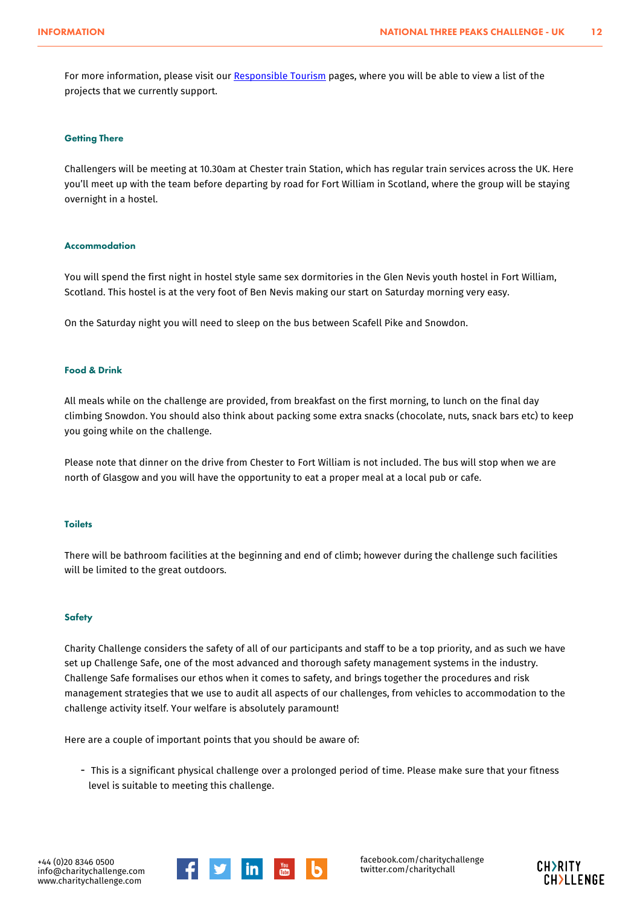For more information, please visit our [Responsible Tourism](#) pages, where you will be able to view a list of the projects that we currently support.

### Getting There

Challengers will be meeting at 10.30am at Chester train Station, which has regular train services across the UK. Here you'll meet up with the team before departing by road for Fort William in Scotland, where the group will be staying overnight in a hostel.

### Accommodation

You will spend the first night in hostel style same sex dormitories in the Glen Nevis youth hostel in Fort William, Scotland. This hostel is at the very foot of Ben Nevis making our start on Saturday morning very easy.

On the Saturday night you will need to sleep on the bus between Scafell Pike and Snowdon.

### Food & Drink

All meals while on the challenge are provided, from breakfast on the first morning, to lunch on the final day climbing Snowdon. You should also think about packing some extra snacks (chocolate, nuts, snack bars etc) to keep you going while on the challenge.

Please note that dinner on the drive from Chester to Fort William is not included. The bus will stop when we are north of Glasgow and you will have the opportunity to eat a proper meal at a local pub or cafe.

### Toilets

There will be bathroom facilities at the beginning and end of climb; however during the challenge such facilities will be limited to the great outdoors.

### Safety

Charity Challenge considers the safety of all of our participants and staff to be a top priority, and as such we have set up Challenge Safe, one of the most advanced and thorough safety management systems in the industry. Challenge Safe formalises our ethos when it comes to safety, and brings together the procedures and risk management strategies that we use to audit all aspects of our challenges, from vehicles to accommodation to the challenge activity itself. Your welfare is absolutely paramount!

Here are a couple of important points that you should be aware of:

- This is a significant physical challenge over a prolonged period of time. Please make sure that your fitness level is suitable to meeting this challenge.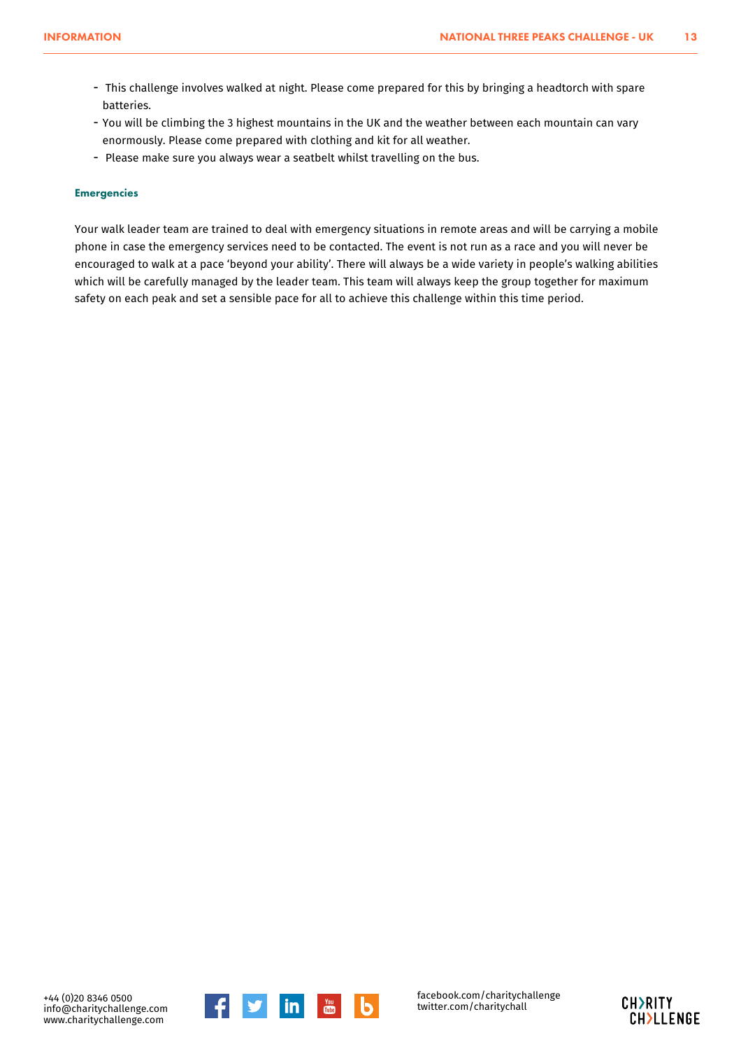- This challenge involves walked at night. Please come prepared for this by bringing a headtorch with spare batteries.
- You will be climbing the 3 highest mountains in the UK and the weather between each mountain can vary enormously. Please come prepared with clothing and kit for all weather.
- Please make sure you always wear a seatbelt whilst travelling on the bus.

### Emergencies

Your walk leader team are trained to deal with emergency situations in remote areas and will be carrying a mobile phone in case the emergency services need to be contacted. The event is not run as a race and you will never be encouraged to walk at a pace 'beyond your ability'. There will always be a wide variety in people's walking abilities which will be carefully managed by the leader team. This team will always keep the group together for maximum safety on each peak and set a sensible pace for all to achieve this challenge within this time period.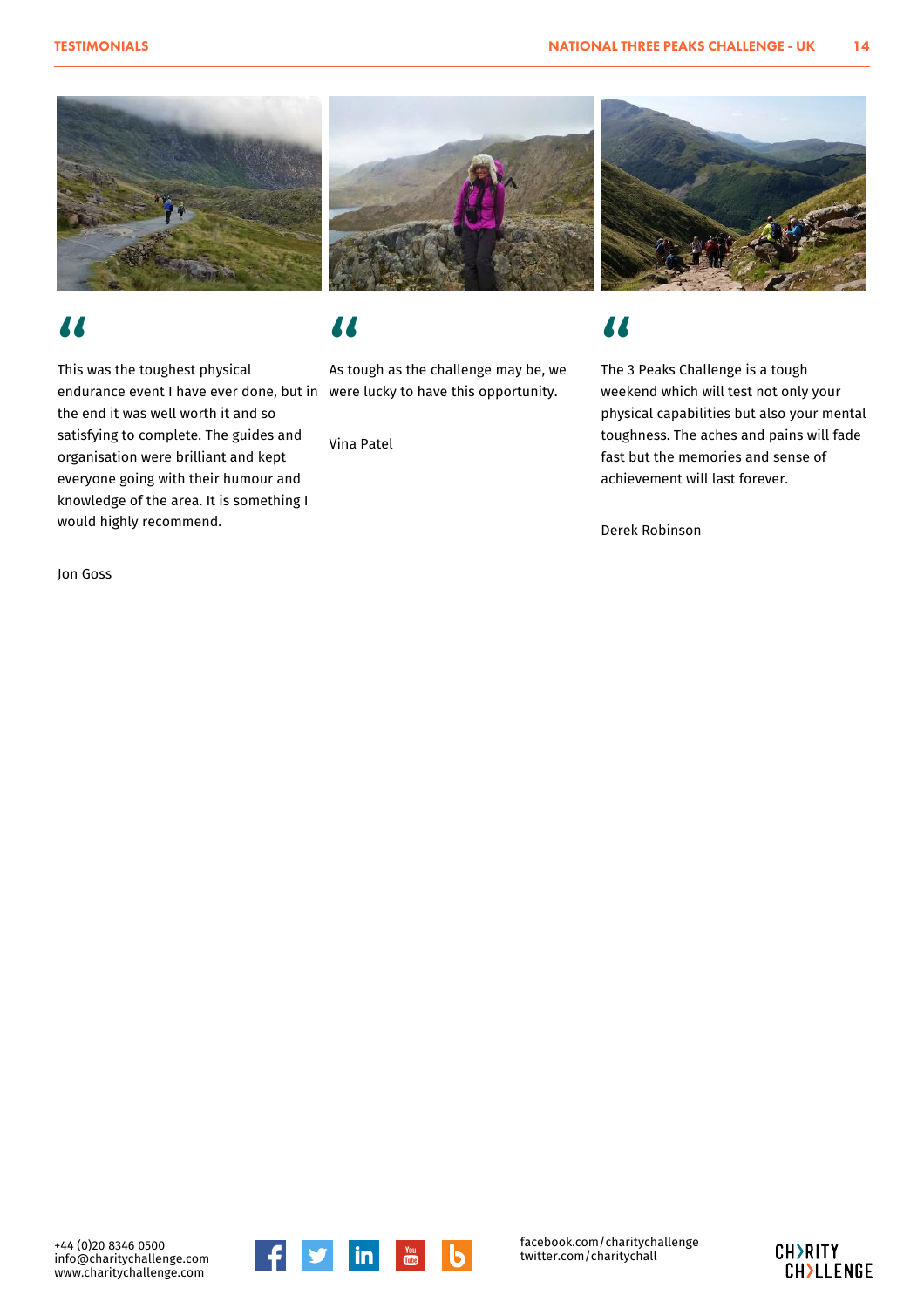## TESTIMONIALS

> This was the toughest physical endurance event I have ever done, but in the end it was well worth it and so satisfying to complete. The guides and organisation were brilliant and kept everyone going with their humour and knowledge of the area. It is something I would highly recommend.

Jon Goss

> As tough as the challenge may be, we were lucky to have this opportunity.

Vina Patel

> The 3 Peaks Challenge is a tough weekend which will test not only your physical capabilities but also your mental toughness. The aches and pains will fade fast but the memories and sense of achievement will last forever.

Derek Robinson

+44 (0)20 8346 0500
info@charitychallenge.com
www.charitychallenge.com

facebook.com/charitychallenge
twitter.com/charitychall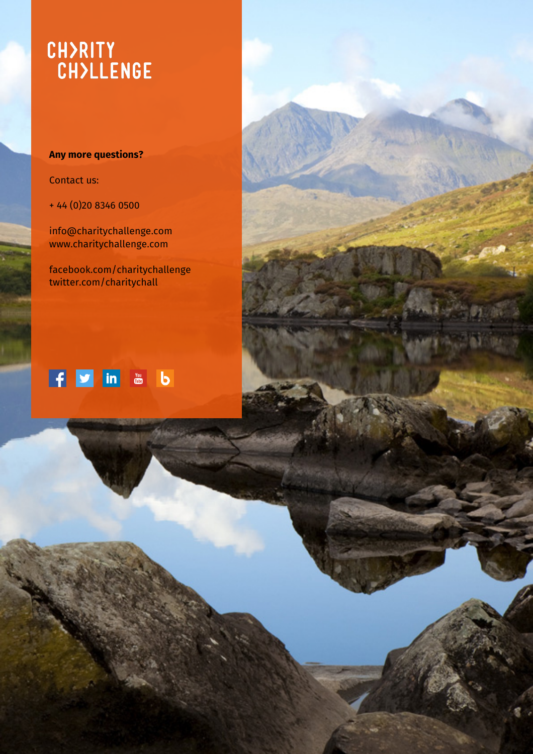CH>RITY CH>LLENGE

**Any more questions?**

Contact us:

+ 44 (0)20 8346 0500

info@charitychallenge.com
www.charitychallenge.com

facebook.com/charitychallenge
twitter.com/charitychall